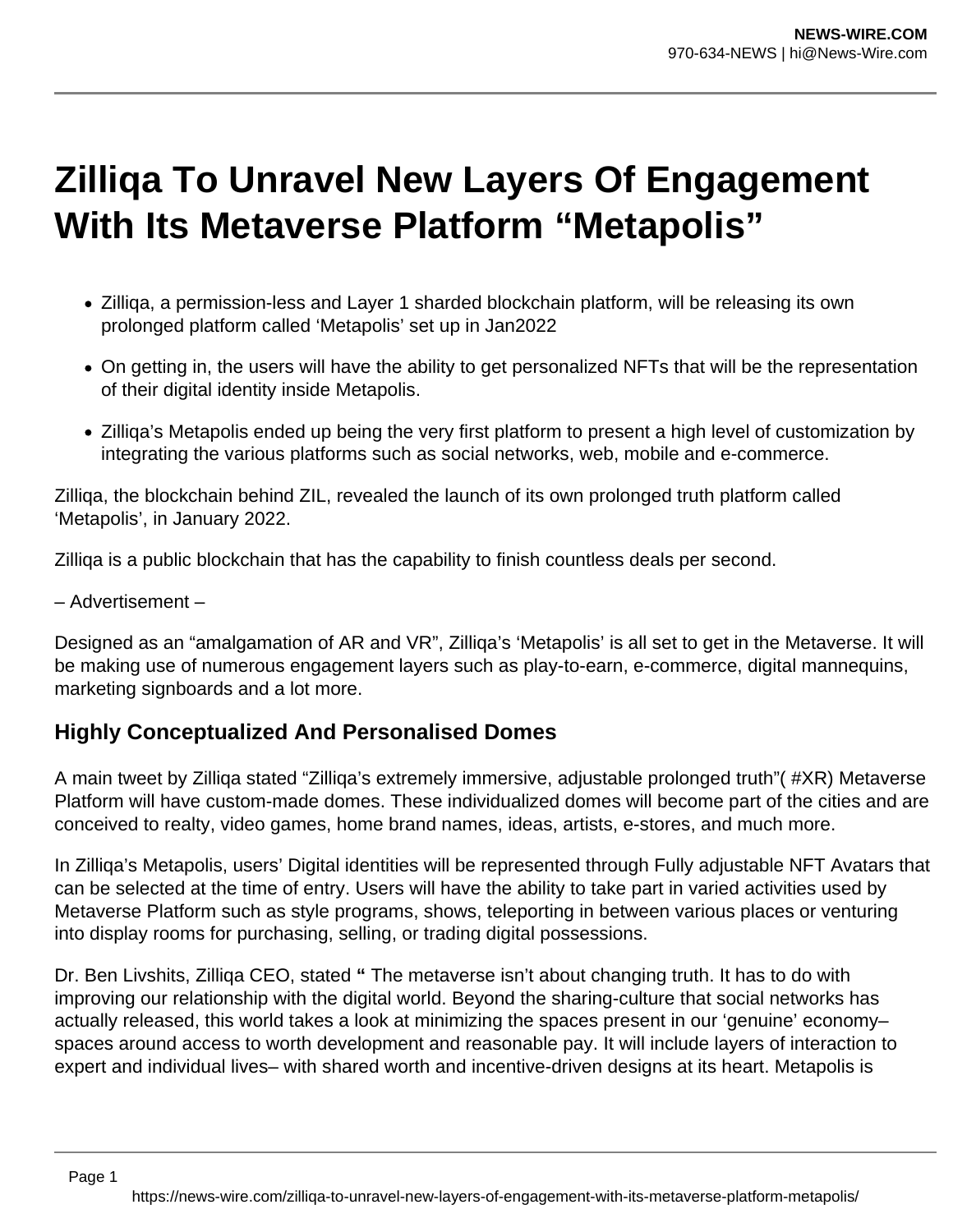# Zilliqa To Unravel New Layers Of Engagement With Its Metaverse Platform "Metapolis"

- Zilliqa, a permission-less and Layer 1 sharded blockchain platform, will be releasing its own prolonged platform called 'Metapolis' set up in Jan2022
- On getting in, the users will have the ability to get personalized NFTs that will be the representation of their digital identity inside Metapolis.
- Zilliqa's Metapolis ended up being the very first platform to present a high level of customization by integrating the various platforms such as social networks, web, mobile and e-commerce.

Zilliqa, the blockchain behind ZIL, revealed the launch of its own prolonged truth platform called 'Metapolis', in January 2022.

Zilliqa is a public blockchain that has the capability to finish countless deals per second.

– Advertisement –

Designed as an "amalgamation of AR and VR", Zilliqa's 'Metapolis' is all set to get in the Metaverse. It will be making use of numerous engagement layers such as play-to-earn, e-commerce, digital mannequins, marketing signboards and a lot more.

## Highly Conceptualized And Personalised Domes

A main tweet by Zilliqa stated "Zilliqa's extremely immersive, adjustable prolonged truth"( #XR) Metaverse Platform will have custom-made domes. These individualized domes will become part of the cities and are conceived to realty, video games, home brand names, ideas, artists, e-stores, and much more.

In Zilliqa's Metapolis, users' Digital identities will be represented through Fully adjustable NFT Avatars that can be selected at the time of entry. Users will have the ability to take part in varied activities used by Metaverse Platform such as style programs, shows, teleporting in between various places or venturing into display rooms for purchasing, selling, or trading digital possessions.

Dr. Ben Livshits, Zilliqa CEO, stated **"** The metaverse isn't about changing truth. It has to do with improving our relationship with the digital world. Beyond the sharing-culture that social networks has actually released, this world takes a look at minimizing the spaces present in our 'genuine' economy– spaces around access to worth development and reasonable pay. It will include layers of interaction to expert and individual lives– with shared worth and incentive-driven designs at its heart. Metapolis is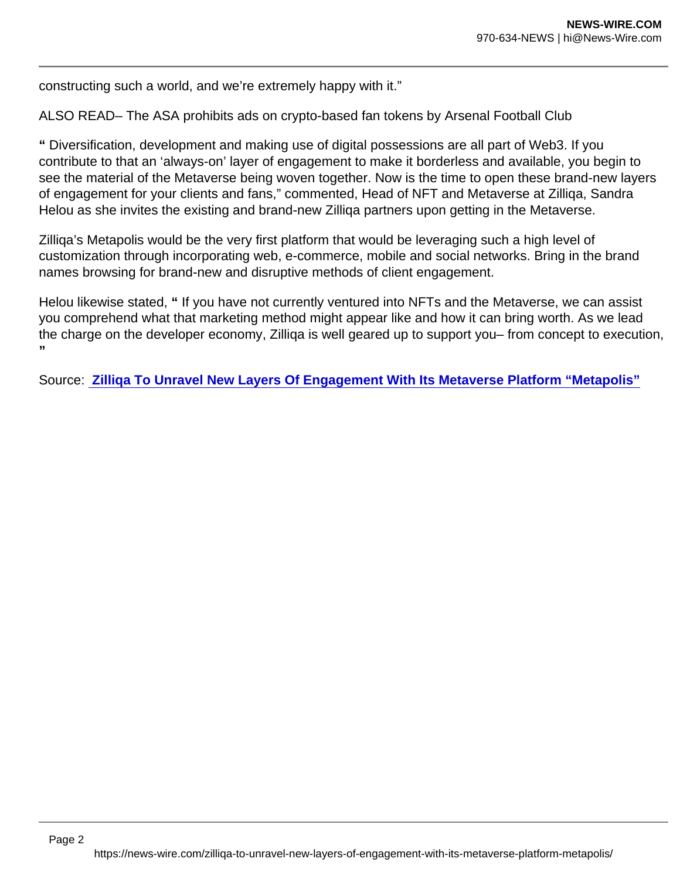constructing such a world, and we're extremely happy with it."

ALSO READ– The ASA prohibits ads on crypto-based fan tokens by Arsenal Football Club

**"** Diversification, development and making use of digital possessions are all part of Web3. If you contribute to that an 'always-on' layer of engagement to make it borderless and available, you begin to see the material of the Metaverse being woven together. Now is the time to open these brand-new layers of engagement for your clients and fans," commented, Head of NFT and Metaverse at Zilliqa, Sandra Helou as she invites the existing and brand-new Zilliqa partners upon getting in the Metaverse.

Zilliqa's Metapolis would be the very first platform that would be leveraging such a high level of customization through incorporating web, e-commerce, mobile and social networks. Bring in the brand names browsing for brand-new and disruptive methods of client engagement.

Helou likewise stated, **"** If you have not currently ventured into NFTs and the Metaverse, we can assist you comprehend what that marketing method might appear like and how it can bring worth. As we lead the charge on the developer economy, Zilliqa is well geared up to support you– from concept to execution, **"**

Source: **Zilliqa To Unravel New Layers Of Engagement With Its Metaverse Platform "Metapolis"**